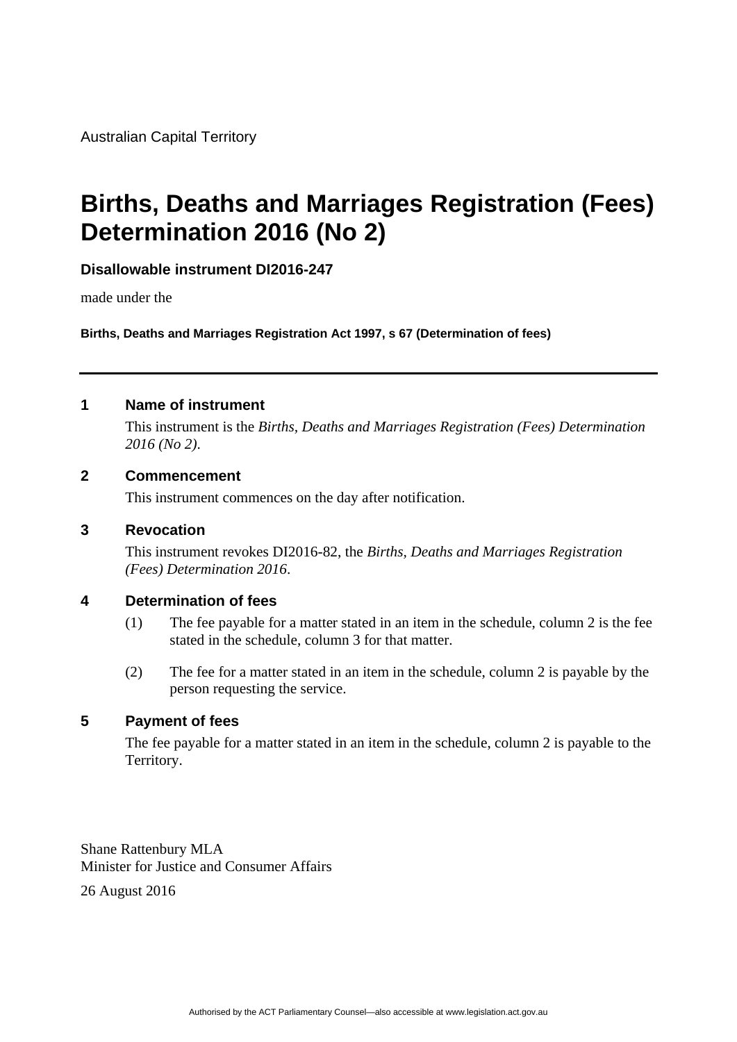Australian Capital Territory

# Births, Deaths and Marriages Registration (Fees) Determination 2016 (No 2)

**Disallowable instrument DI2016-247**

made under the

**Births, Deaths and Marriages Registration Act 1997, s 67 (Determination of fees)**

---

## 1 Name of instrument

This instrument is the *Births, Deaths and Marriages Registration (Fees) Determination 2016 (No 2)*.

## 2 Commencement

This instrument commences on the day after notification.

## 3 Revocation

This instrument revokes DI2016-82, the *Births, Deaths and Marriages Registration (Fees) Determination 2016*.

## 4 Determination of fees

(1) The fee payable for a matter stated in an item in the schedule, column 2 is the fee stated in the schedule, column 3 for that matter.

(2) The fee for a matter stated in an item in the schedule, column 2 is payable by the person requesting the service.

## 5 Payment of fees

The fee payable for a matter stated in an item in the schedule, column 2 is payable to the Territory.

Shane Rattenbury MLA
Minister for Justice and Consumer Affairs

26 August 2016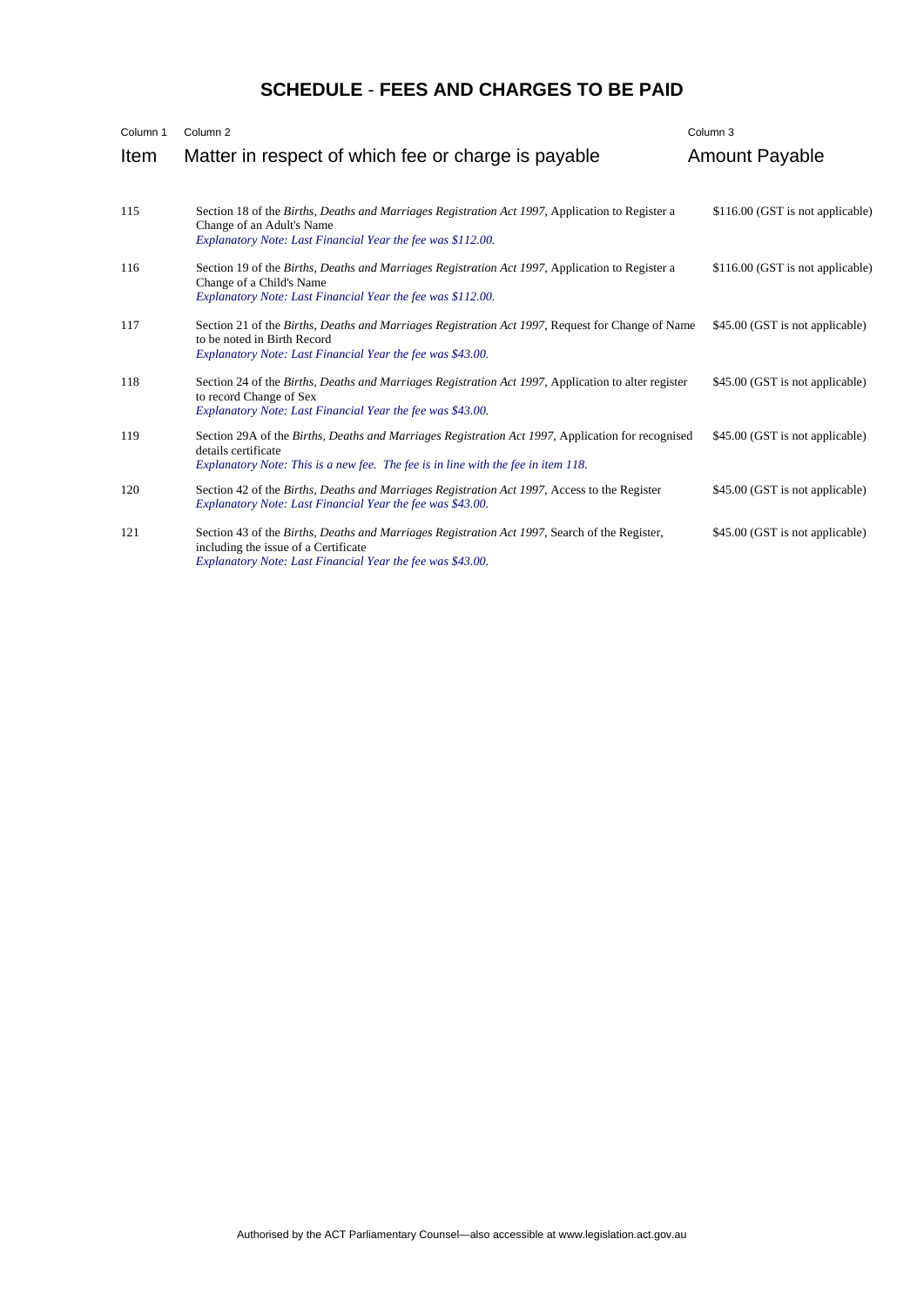# SCHEDULE - FEES AND CHARGES TO BE PAID

| Column 1<br>Item | Column 2<br>Matter in respect of which fee or charge is payable | Column 3<br>Amount Payable |
|---|---|---|
| 115 | Section 18 of the *Births, Deaths and Marriages Registration Act 1997*, Application to Register a Change of an Adult's Name<br>*Explanatory Note: Last Financial Year the fee was $112.00.* | $116.00 (GST is not applicable) |
| 116 | Section 19 of the *Births, Deaths and Marriages Registration Act 1997*, Application to Register a Change of a Child's Name<br>*Explanatory Note: Last Financial Year the fee was $112.00.* | $116.00 (GST is not applicable) |
| 117 | Section 21 of the *Births, Deaths and Marriages Registration Act 1997*, Request for Change of Name to be noted in Birth Record<br>*Explanatory Note: Last Financial Year the fee was $43.00.* | $45.00 (GST is not applicable) |
| 118 | Section 24 of the *Births, Deaths and Marriages Registration Act 1997*, Application to alter register to record Change of Sex<br>*Explanatory Note: Last Financial Year the fee was $43.00.* | $45.00 (GST is not applicable) |
| 119 | Section 29A of the *Births, Deaths and Marriages Registration Act 1997*, Application for recognised details certificate<br>*Explanatory Note: This is a new fee. The fee is in line with the fee in item 118.* | $45.00 (GST is not applicable) |
| 120 | Section 42 of the *Births, Deaths and Marriages Registration Act 1997*, Access to the Register<br>*Explanatory Note: Last Financial Year the fee was $43.00.* | $45.00 (GST is not applicable) |
| 121 | Section 43 of the *Births, Deaths and Marriages Registration Act 1997*, Search of the Register, including the issue of a Certificate<br>*Explanatory Note: Last Financial Year the fee was $43.00.* | $45.00 (GST is not applicable) |